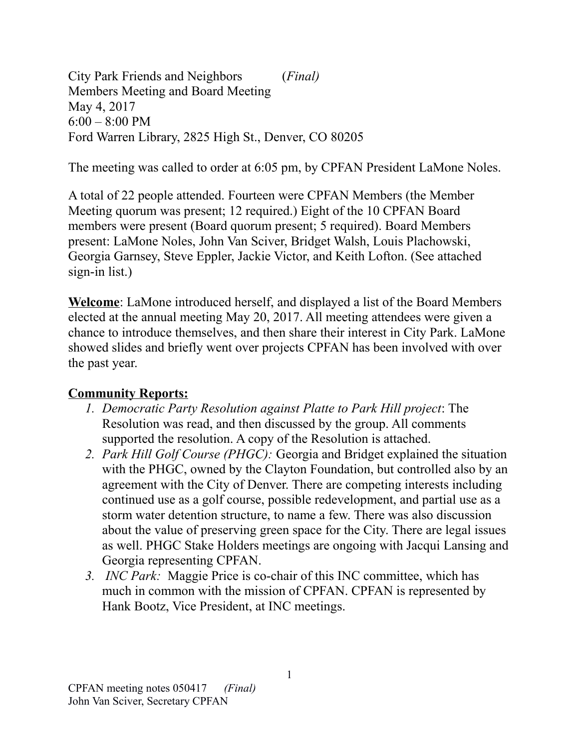City Park Friends and Neighbors (*Final)*
Members Meeting and Board Meeting
May 4, 2017
6:00 – 8:00 PM
Ford Warren Library, 2825 High St., Denver, CO 80205

The meeting was called to order at 6:05 pm, by CPFAN President LaMone Noles.

A total of 22 people attended. Fourteen were CPFAN Members (the Member Meeting quorum was present; 12 required.) Eight of the 10 CPFAN Board members were present (Board quorum present; 5 required). Board Members present: LaMone Noles, John Van Sciver, Bridget Walsh, Louis Plachowski, Georgia Garnsey, Steve Eppler, Jackie Victor, and Keith Lofton. (See attached sign-in list.)

**Welcome**: LaMone introduced herself, and displayed a list of the Board Members elected at the annual meeting May 20, 2017. All meeting attendees were given a chance to introduce themselves, and then share their interest in City Park. LaMone showed slides and briefly went over projects CPFAN has been involved with over the past year.

**Community Reports:**

1. *Democratic Party Resolution against Platte to Park Hill project*: The Resolution was read, and then discussed by the group. All comments supported the resolution. A copy of the Resolution is attached.
2. *Park Hill Golf Course (PHGC):* Georgia and Bridget explained the situation with the PHGC, owned by the Clayton Foundation, but controlled also by an agreement with the City of Denver. There are competing interests including continued use as a golf course, possible redevelopment, and partial use as a storm water detention structure, to name a few. There was also discussion about the value of preserving green space for the City. There are legal issues as well. PHGC Stake Holders meetings are ongoing with Jacqui Lansing and Georgia representing CPFAN.
3. *INC Park:* Maggie Price is co-chair of this INC committee, which has much in common with the mission of CPFAN. CPFAN is represented by Hank Bootz, Vice President, at INC meetings.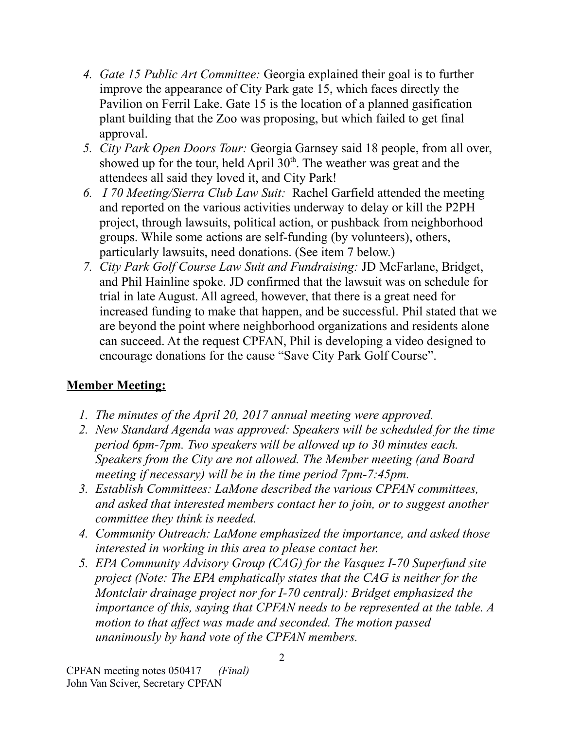4. *Gate 15 Public Art Committee:* Georgia explained their goal is to further improve the appearance of City Park gate 15, which faces directly the Pavilion on Ferril Lake. Gate 15 is the location of a planned gasification plant building that the Zoo was proposing, but which failed to get final approval.
5. *City Park Open Doors Tour:* Georgia Garnsey said 18 people, from all over, showed up for the tour, held April 30th. The weather was great and the attendees all said they loved it, and City Park!
6. *I 70 Meeting/Sierra Club Law Suit:* Rachel Garfield attended the meeting and reported on the various activities underway to delay or kill the P2PH project, through lawsuits, political action, or pushback from neighborhood groups. While some actions are self-funding (by volunteers), others, particularly lawsuits, need donations. (See item 7 below.)
7. *City Park Golf Course Law Suit and Fundraising:* JD McFarlane, Bridget, and Phil Hainline spoke. JD confirmed that the lawsuit was on schedule for trial in late August. All agreed, however, that there is a great need for increased funding to make that happen, and be successful. Phil stated that we are beyond the point where neighborhood organizations and residents alone can succeed. At the request CPFAN, Phil is developing a video designed to encourage donations for the cause "Save City Park Golf Course".

## Member Meeting:

1. *The minutes of the April 20, 2017 annual meeting were approved.*
2. *New Standard Agenda was approved: Speakers will be scheduled for the time period 6pm-7pm. Two speakers will be allowed up to 30 minutes each. Speakers from the City are not allowed. The Member meeting (and Board meeting if necessary) will be in the time period 7pm-7:45pm.*
3. *Establish Committees: LaMone described the various CPFAN committees, and asked that interested members contact her to join, or to suggest another committee they think is needed.*
4. *Community Outreach: LaMone emphasized the importance, and asked those interested in working in this area to please contact her.*
5. *EPA Community Advisory Group (CAG) for the Vasquez I-70 Superfund site project (Note: The EPA emphatically states that the CAG is neither for the Montclair drainage project nor for I-70 central): Bridget emphasized the importance of this, saying that CPFAN needs to be represented at the table. A motion to that affect was made and seconded. The motion passed unanimously by hand vote of the CPFAN members.*

CPFAN meeting notes 050417 *(Final)*
John Van Sciver, Secretary CPFAN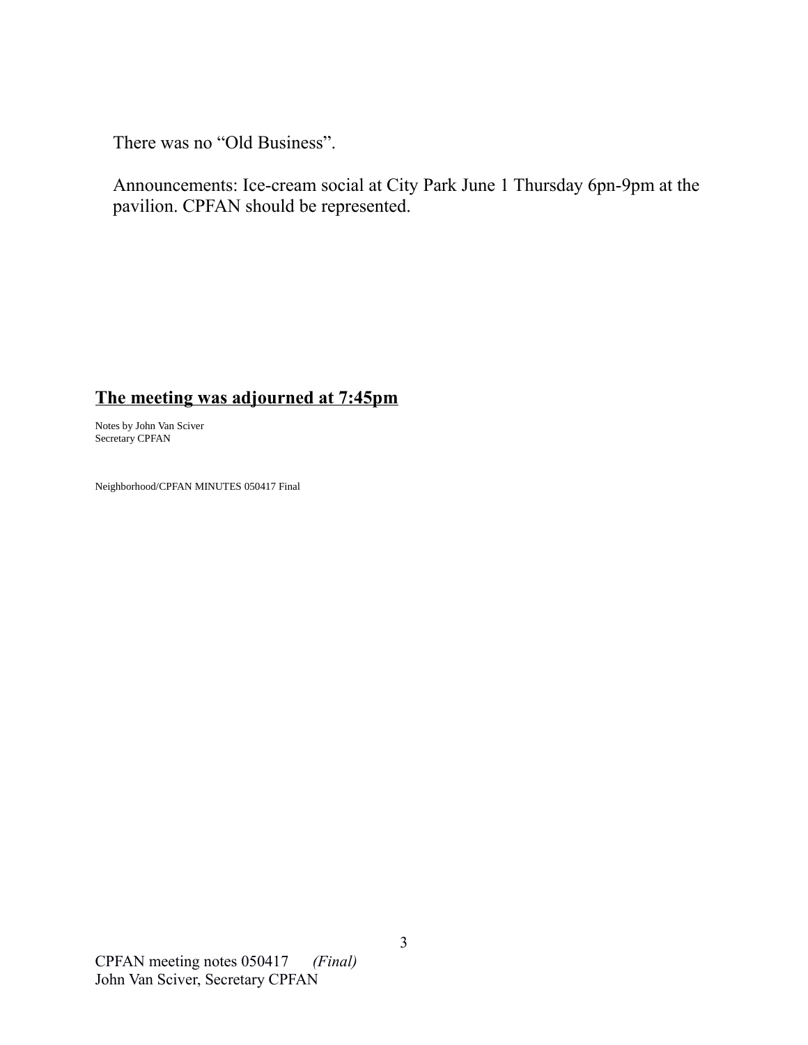There was no “Old Business”.

Announcements: Ice-cream social at City Park June 1 Thursday 6pn-9pm at the pavilion. CPFAN should be represented.

**<u>The meeting was adjourned at 7:45pm</u>**

Notes by John Van Sciver
Secretary CPFAN

Neighborhood/CPFAN MINUTES 050417 Final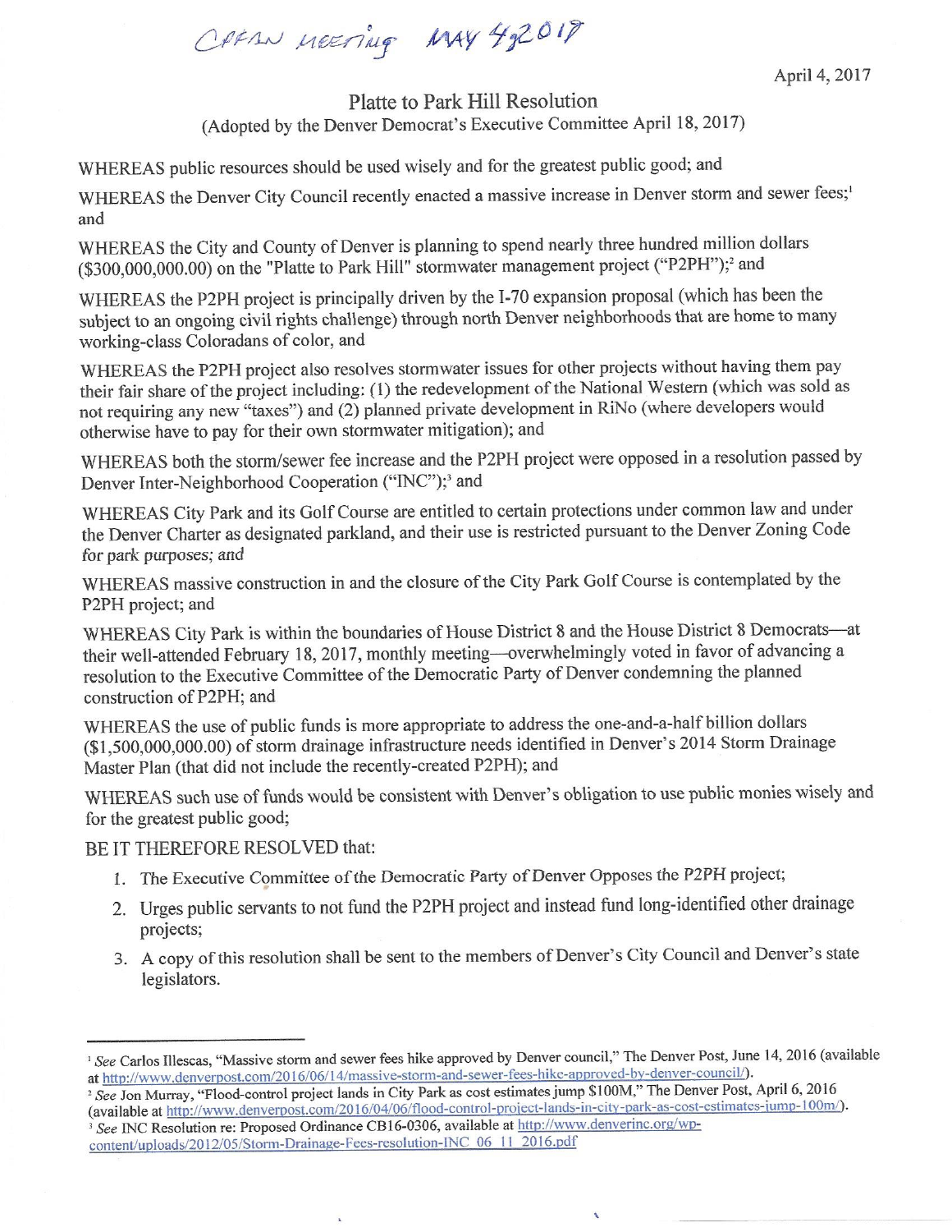CPFAN MEETING MAY 4 2017

April 4, 2017

## Platte to Park Hill Resolution

(Adopted by the Denver Democrat's Executive Committee April 18, 2017)

WHEREAS public resources should be used wisely and for the greatest public good; and

WHEREAS the Denver City Council recently enacted a massive increase in Denver storm and sewer fees;[1] and

WHEREAS the City and County of Denver is planning to spend nearly three hundred million dollars ($300,000,000.00) on the "Platte to Park Hill" stormwater management project ("P2PH");[2] and

WHEREAS the P2PH project is principally driven by the I-70 expansion proposal (which has been the subject to an ongoing civil rights challenge) through north Denver neighborhoods that are home to many working-class Coloradans of color, and

WHEREAS the P2PH project also resolves stormwater issues for other projects without having them pay their fair share of the project including: (1) the redevelopment of the National Western (which was sold as not requiring any new "taxes") and (2) planned private development in RiNo (where developers would otherwise have to pay for their own stormwater mitigation); and

WHEREAS both the storm/sewer fee increase and the P2PH project were opposed in a resolution passed by Denver Inter-Neighborhood Cooperation ("INC");[3] and

WHEREAS City Park and its Golf Course are entitled to certain protections under common law and under the Denver Charter as designated parkland, and their use is restricted pursuant to the Denver Zoning Code for park purposes; and

WHEREAS massive construction in and the closure of the City Park Golf Course is contemplated by the P2PH project; and

WHEREAS City Park is within the boundaries of House District 8 and the House District 8 Democrats—at their well-attended February 18, 2017, monthly meeting—overwhelmingly voted in favor of advancing a resolution to the Executive Committee of the Democratic Party of Denver condemning the planned construction of P2PH; and

WHEREAS the use of public funds is more appropriate to address the one-and-a-half billion dollars ($1,500,000,000.00) of storm drainage infrastructure needs identified in Denver's 2014 Storm Drainage Master Plan (that did not include the recently-created P2PH); and

WHEREAS such use of funds would be consistent with Denver's obligation to use public monies wisely and for the greatest public good;

BE IT THEREFORE RESOLVED that:

1. The Executive Committee of the Democratic Party of Denver Opposes the P2PH project;
2. Urges public servants to not fund the P2PH project and instead fund long-identified other drainage projects;
3. A copy of this resolution shall be sent to the members of Denver's City Council and Denver's state legislators.

---

[1] *See* Carlos Illescas, "Massive storm and sewer fees hike approved by Denver council," The Denver Post, June 14, 2016 (available at http://www.denverpost.com/2016/06/14/massive-storm-and-sewer-fees-hike-approved-by-denver-council/).

[2] *See* Jon Murray, "Flood-control project lands in City Park as cost estimates jump $100M," The Denver Post, April 6, 2016 (available at http://www.denverpost.com/2016/04/06/flood-control-project-lands-in-city-park-as-cost-estimates-jump-100m/).

[3] *See* INC Resolution re: Proposed Ordinance CB16-0306, available at http://www.denverinc.org/wp-content/uploads/2012/05/Storm-Drainage-Fees-resolution-INC_06_11_2016.pdf